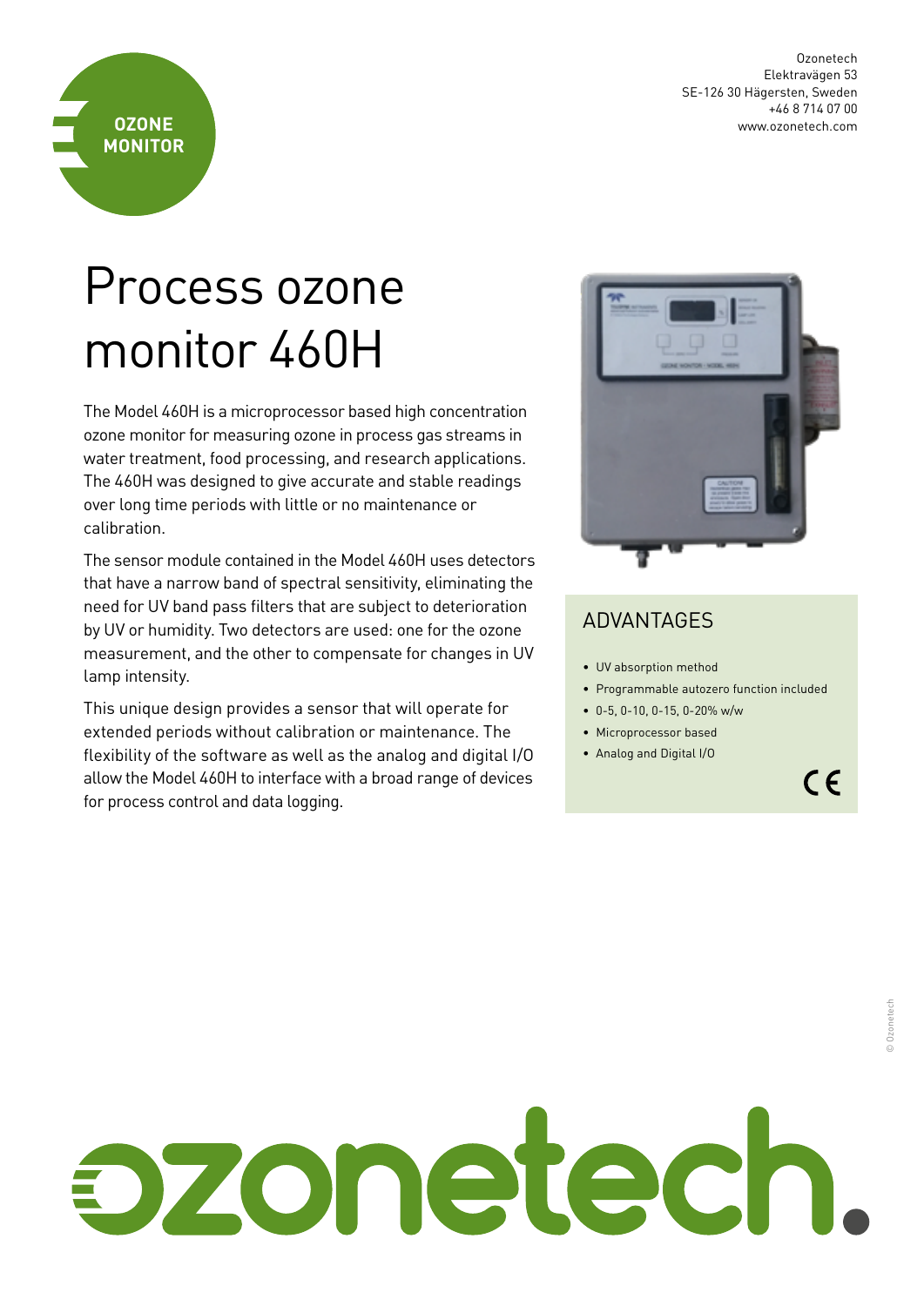OZONE MONITOR

Ozonetech
Elektravägen 53
SE-126 30 Hägersten, Sweden
+46 8 714 07 00
www.ozonetech.com

# Process ozone monitor 460H

The Model 460H is a microprocessor based high concentration ozone monitor for measuring ozone in process gas streams in water treatment, food processing, and research applications. The 460H was designed to give accurate and stable readings over long time periods with little or no maintenance or calibration.

The sensor module contained in the Model 460H uses detectors that have a narrow band of spectral sensitivity, eliminating the need for UV band pass filters that are subject to deterioration by UV or humidity. Two detectors are used: one for the ozone measurement, and the other to compensate for changes in UV lamp intensity.

This unique design provides a sensor that will operate for extended periods without calibration or maintenance. The flexibility of the software as well as the analog and digital I/O allow the Model 460H to interface with a broad range of devices for process control and data logging.

## ADVANTAGES

- UV absorption method
- Programmable autozero function included
- 0-5, 0-10, 0-15, 0-20% w/w
- Microprocessor based
- Analog and Digital I/O

CE

ozonetech.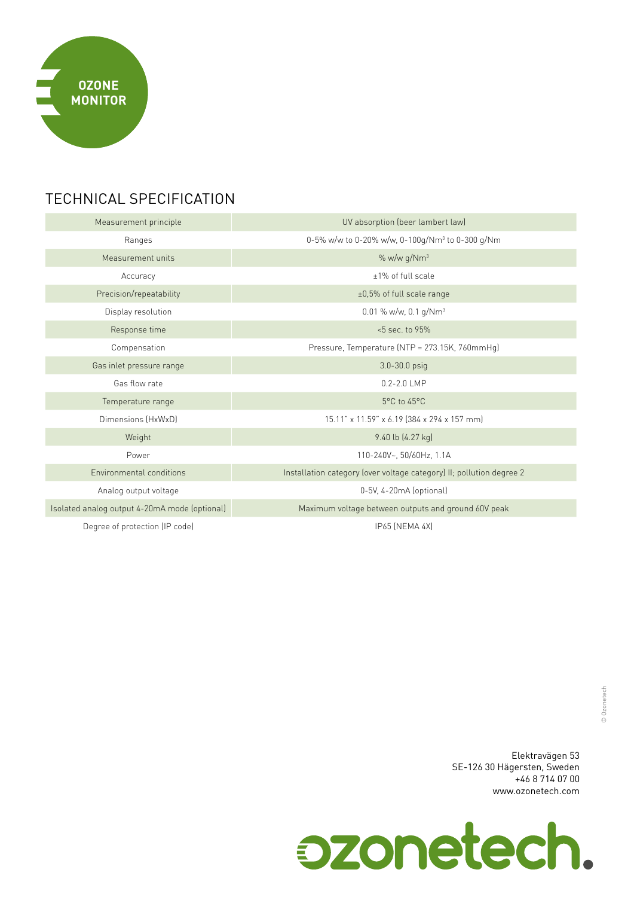OZONE MONITOR

## TECHNICAL SPECIFICATION

| | |
|---|---|
| Measurement principle | UV absorption (beer lambert law) |
| Ranges | 0-5% w/w to 0-20% w/w, 0-100g/Nm$^3$ to 0-300 g/Nm |
| Measurement units | % w/w g/Nm$^3$ |
| Accuracy | ±1% of full scale |
| Precision/repeatability | ±0,5% of full scale range |
| Display resolution | 0.01 % w/w, 0.1 g/Nm$^3$ |
| Response time | <5 sec. to 95% |
| Compensation | Pressure, Temperature (NTP = 273.15K, 760mmHg) |
| Gas inlet pressure range | 3.0-30.0 psig |
| Gas flow rate | 0.2-2.0 LMP |
| Temperature range | 5°C to 45°C |
| Dimensions (HxWxD) | 15.11˝ x 11.59˝ x 6.19 (384 x 294 x 157 mm) |
| Weight | 9.40 lb (4.27 kg) |
| Power | 110-240V~, 50/60Hz, 1.1A |
| Environmental conditions | Installation category (over voltage category) II; pollution degree 2 |
| Analog output voltage | 0-5V, 4-20mA (optional) |
| Isolated analog output 4-20mA mode (optional) | Maximum voltage between outputs and ground 60V peak |
| Degree of protection (IP code) | IP65 (NEMA 4X) |

© Ozonetech

Elektravägen 53
SE-126 30 Hägersten, Sweden
+46 8 714 07 00
www.ozonetech.com

ozonetech.